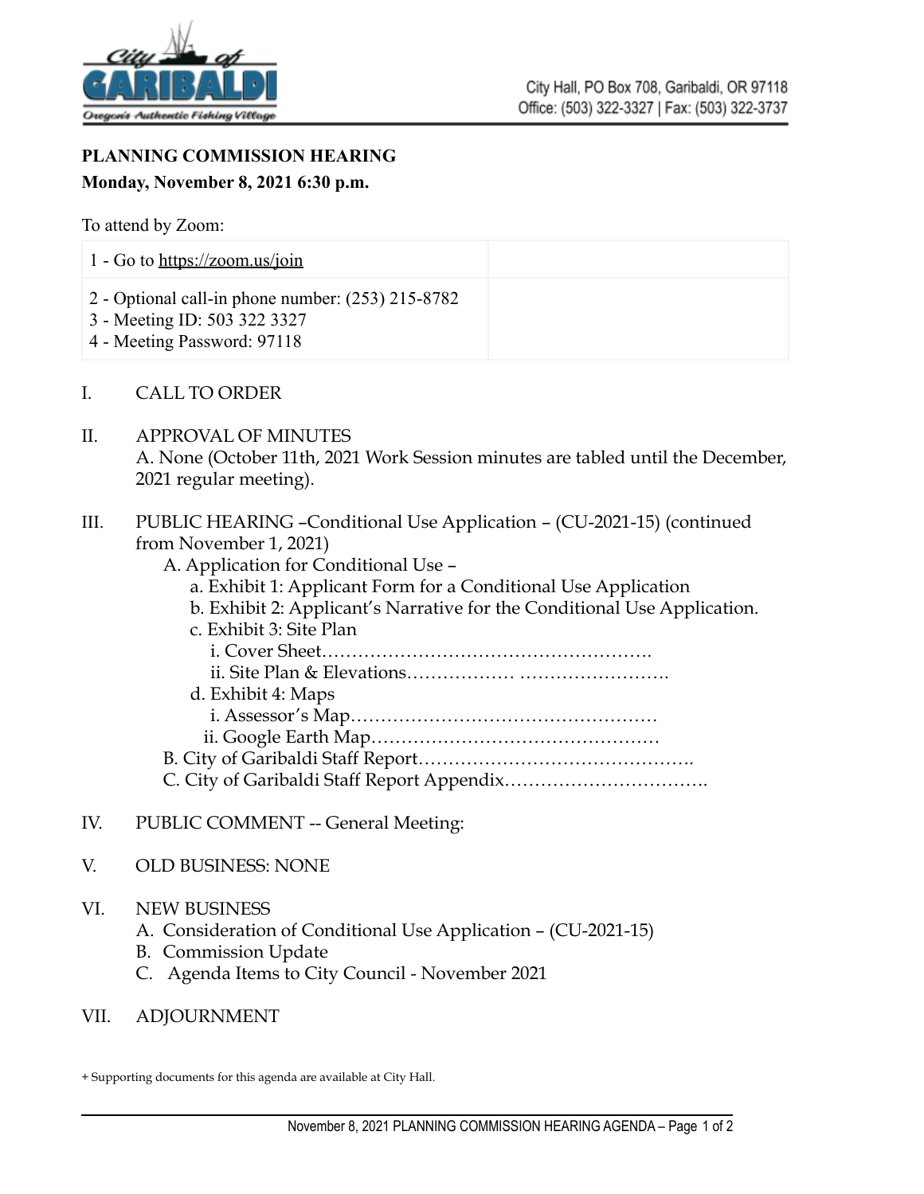City of GARIBALDI
Oregon's Authentic Fishing Village

City Hall, PO Box 708, Garibaldi, OR 97118
Office: (503) 322-3327 | Fax: (503) 322-3737

**PLANNING COMMISSION HEARING**

**Monday, November 8, 2021 6:30 p.m.**

To attend by Zoom:

| 1 - Go to https://zoom.us/join | |
|---|---|
| 2 - Optional call-in phone number: (253) 215-8782<br>3 - Meeting ID: 503 322 3327<br>4 - Meeting Password: 97118 | |

I. CALL TO ORDER

II. APPROVAL OF MINUTES
A. None (October 11th, 2021 Work Session minutes are tabled until the December, 2021 regular meeting).

III. PUBLIC HEARING –Conditional Use Application – (CU-2021-15) (continued from November 1, 2021)
- A. Application for Conditional Use –
  - a. Exhibit 1: Applicant Form for a Conditional Use Application
  - b. Exhibit 2: Applicant's Narrative for the Conditional Use Application.
  - c. Exhibit 3: Site Plan
    - i. Cover Sheet……………………………………………….
    - ii. Site Plan & Elevations……………… …………………….
  - d. Exhibit 4: Maps
    - i. Assessor's Map……………………………………………
    - ii. Google Earth Map…………………………………………
- B. City of Garibaldi Staff Report……………………………………….
- C. City of Garibaldi Staff Report Appendix…………………………….

IV. PUBLIC COMMENT -- General Meeting:

V. OLD BUSINESS: NONE

VI. NEW BUSINESS
- A. Consideration of Conditional Use Application – (CU-2021-15)
- B. Commission Update
- C. Agenda Items to City Council - November 2021

VII. ADJOURNMENT

+ Supporting documents for this agenda are available at City Hall.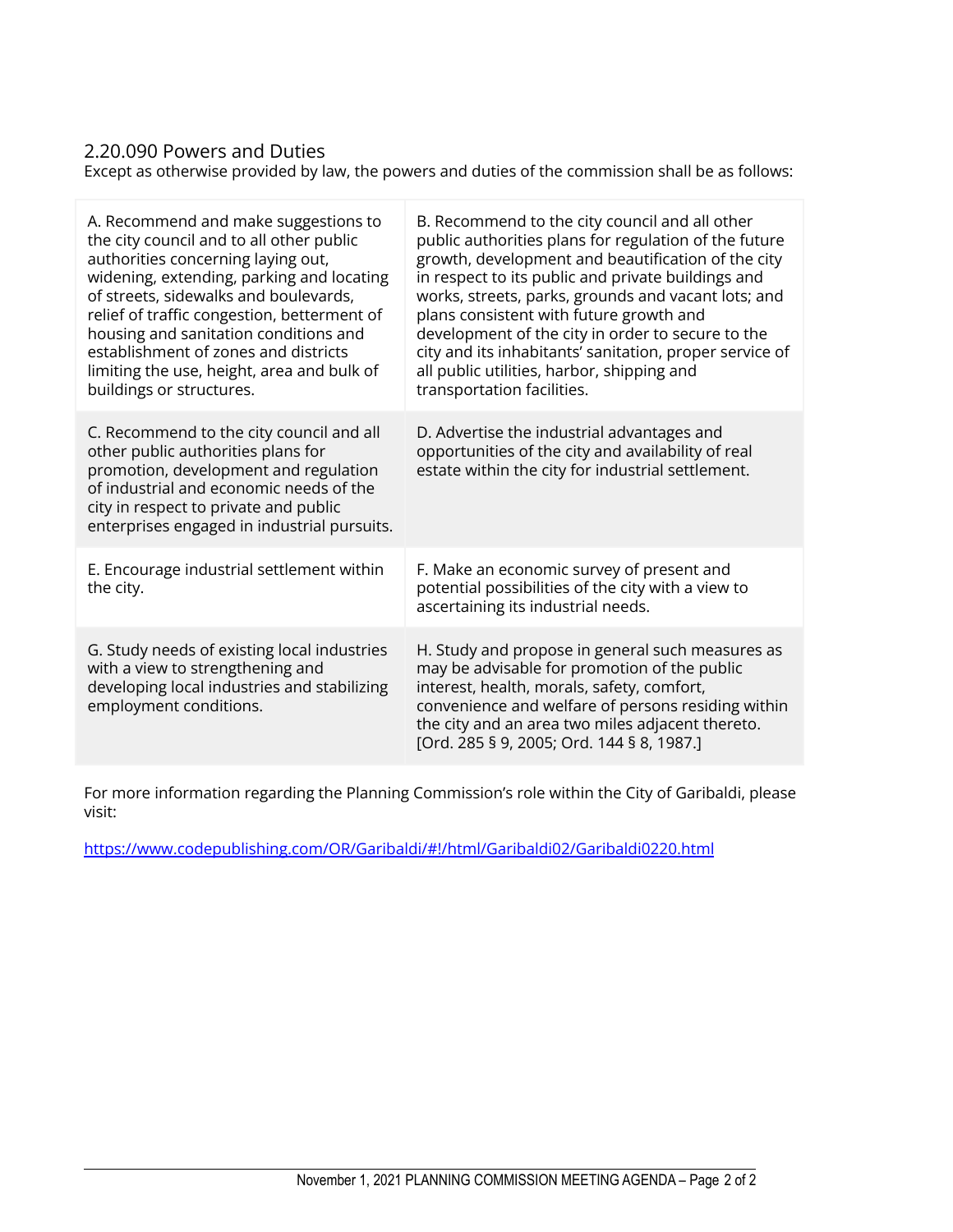## 2.20.090 Powers and Duties

Except as otherwise provided by law, the powers and duties of the commission shall be as follows:

| | |
|---|---|
| A. Recommend and make suggestions to the city council and to all other public authorities concerning laying out, widening, extending, parking and locating of streets, sidewalks and boulevards, relief of traffic congestion, betterment of housing and sanitation conditions and establishment of zones and districts limiting the use, height, area and bulk of buildings or structures. | B. Recommend to the city council and all other public authorities plans for regulation of the future growth, development and beautification of the city in respect to its public and private buildings and works, streets, parks, grounds and vacant lots; and plans consistent with future growth and development of the city in order to secure to the city and its inhabitants' sanitation, proper service of all public utilities, harbor, shipping and transportation facilities. |
| C. Recommend to the city council and all other public authorities plans for promotion, development and regulation of industrial and economic needs of the city in respect to private and public enterprises engaged in industrial pursuits. | D. Advertise the industrial advantages and opportunities of the city and availability of real estate within the city for industrial settlement. |
| E. Encourage industrial settlement within the city. | F. Make an economic survey of present and potential possibilities of the city with a view to ascertaining its industrial needs. |
| G. Study needs of existing local industries with a view to strengthening and developing local industries and stabilizing employment conditions. | H. Study and propose in general such measures as may be advisable for promotion of the public interest, health, morals, safety, comfort, convenience and welfare of persons residing within the city and an area two miles adjacent thereto. [Ord. 285 § 9, 2005; Ord. 144 § 8, 1987.] |

For more information regarding the Planning Commission's role within the City of Garibaldi, please visit:

https://www.codepublishing.com/OR/Garibaldi/#!/html/Garibaldi02/Garibaldi0220.html